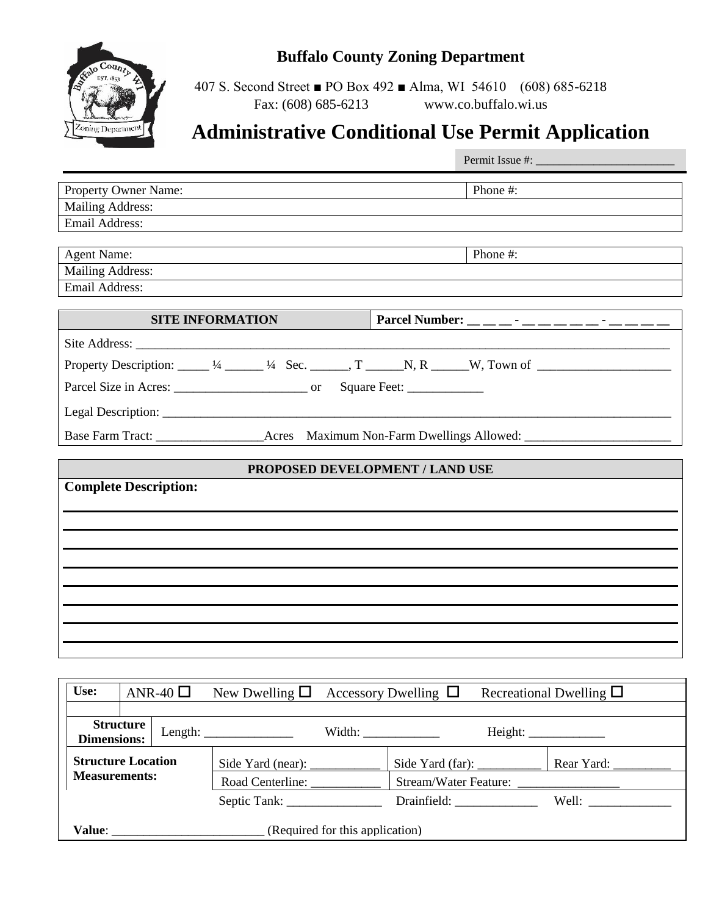## Buffalo County Zoning Department

407 S. Second Street ■ PO Box 492 ■ Alma, WI 54610 (608) 685-6218
Fax: (608) 685-6213 www.co.buffalo.wi.us

# Administrative Conditional Use Permit Application

Permit Issue #: ________________________

| Property Owner Name: | Phone #: |
|---|---|
| Mailing Address: | |
| Email Address: | |

| Agent Name: | Phone #: |
|---|---|
| Mailing Address: | |
| Email Address: | |

| SITE INFORMATION | Parcel Number: __ __ __ - __ __ __ __ __ - __ __ __ __ |
|---|---|

Site Address: ____________________________________________________________________________

Property Description: _____ ¼ ______ ¼ Sec. ______, T ______N, R ______W, Town of ____________________

Parcel Size in Acres: _____________________ or Square Feet: ____________

Legal Description: _______________________________________________________________________

Base Farm Tract: ________________Acres Maximum Non-Farm Dwellings Allowed: ______________________

| PROPOSED DEVELOPMENT / LAND USE |
|---|

**Complete Description:**

________________________________________________________________________________

________________________________________________________________________________

________________________________________________________________________________

________________________________________________________________________________

________________________________________________________________________________

________________________________________________________________________________

________________________________________________________________________________

________________________________________________________________________________

| **Use:** | ANR-40 ☐ New Dwelling ☐ Accessory Dwelling ☐ Recreational Dwelling ☐ | | |
|---|---|---|---|
| | | | |
| **Structure Dimensions:** | Length: ______________ | Width: ____________ | Height: ____________ |
| **Structure Location Measurements:** | Side Yard (near): ___________ | Side Yard (far): __________ | Rear Yard: _________ |
| | Road Centerline: ___________ | Stream/Water Feature: ________________ | |
| | Septic Tank: _______________ | Drainfield: _____________ | Well: _____________ |

**Value**: ________________________ (Required for this application)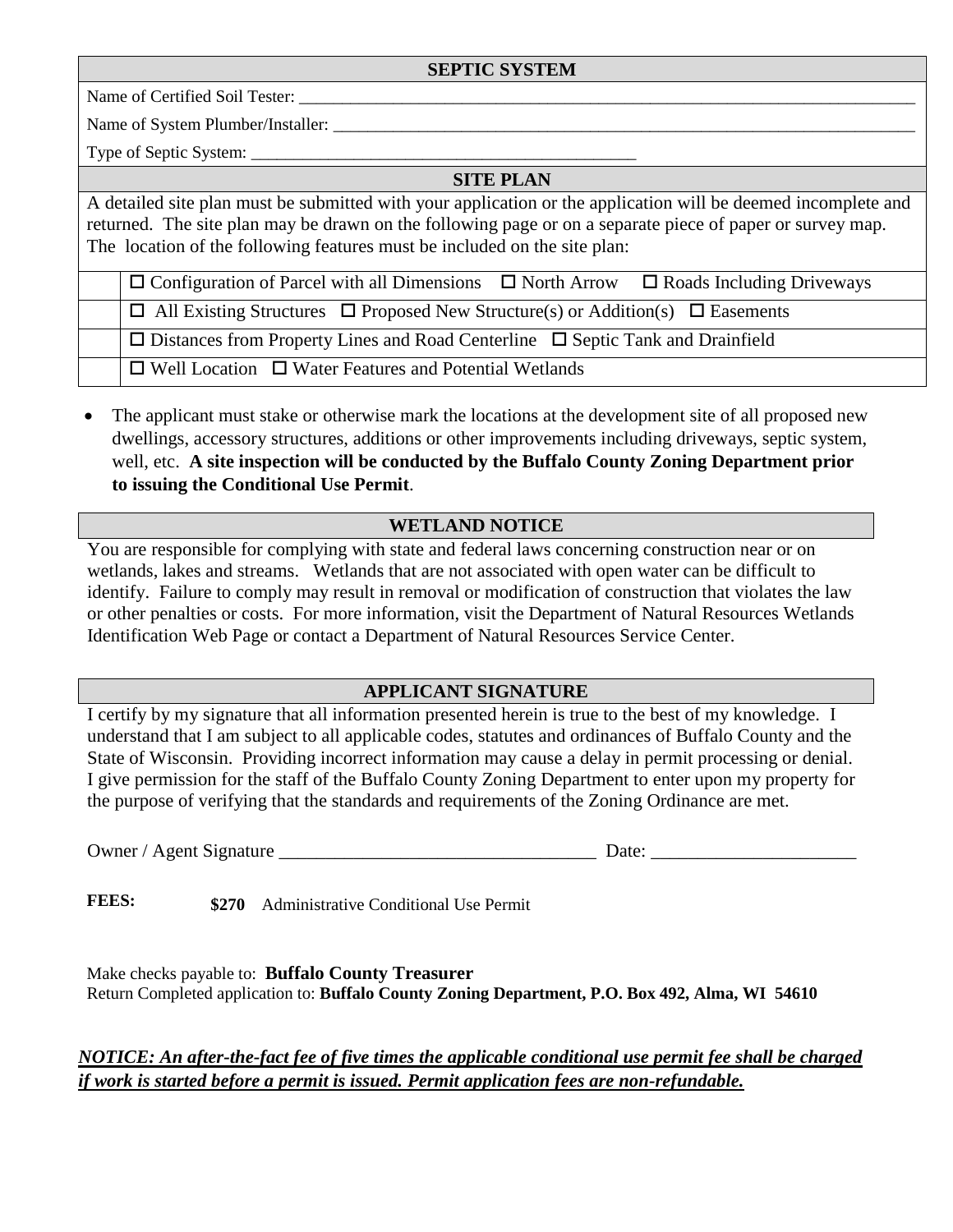## SEPTIC SYSTEM

Name of Certified Soil Tester: ___________________________________________________________________________

Name of System Plumber/Installer: ________________________________________________________________________

Type of Septic System: _____________________________________________

## SITE PLAN

A detailed site plan must be submitted with your application or the application will be deemed incomplete and returned. The site plan may be drawn on the following page or on a separate piece of paper or survey map. The location of the following features must be included on the site plan:

- ☐ Configuration of Parcel with all Dimensions ☐ North Arrow ☐ Roads Including Driveways
- ☐ All Existing Structures ☐ Proposed New Structure(s) or Addition(s) ☐ Easements
- ☐ Distances from Property Lines and Road Centerline ☐ Septic Tank and Drainfield
- ☐ Well Location ☐ Water Features and Potential Wetlands

- The applicant must stake or otherwise mark the locations at the development site of all proposed new dwellings, accessory structures, additions or other improvements including driveways, septic system, well, etc. **A site inspection will be conducted by the Buffalo County Zoning Department prior to issuing the Conditional Use Permit**.

## WETLAND NOTICE

You are responsible for complying with state and federal laws concerning construction near or on wetlands, lakes and streams. Wetlands that are not associated with open water can be difficult to identify. Failure to comply may result in removal or modification of construction that violates the law or other penalties or costs. For more information, visit the Department of Natural Resources Wetlands Identification Web Page or contact a Department of Natural Resources Service Center.

## APPLICANT SIGNATURE

I certify by my signature that all information presented herein is true to the best of my knowledge. I understand that I am subject to all applicable codes, statutes and ordinances of Buffalo County and the State of Wisconsin. Providing incorrect information may cause a delay in permit processing or denial. I give permission for the staff of the Buffalo County Zoning Department to enter upon my property for the purpose of verifying that the standards and requirements of the Zoning Ordinance are met.

Owner / Agent Signature __________________________________ Date: ______________________

**FEES:** **$270** Administrative Conditional Use Permit

Make checks payable to: **Buffalo County Treasurer**
Return Completed application to: **Buffalo County Zoning Department, P.O. Box 492, Alma, WI 54610**

***NOTICE: An after-the-fact fee of five times the applicable conditional use permit fee shall be charged if work is started before a permit is issued. Permit application fees are non-refundable.***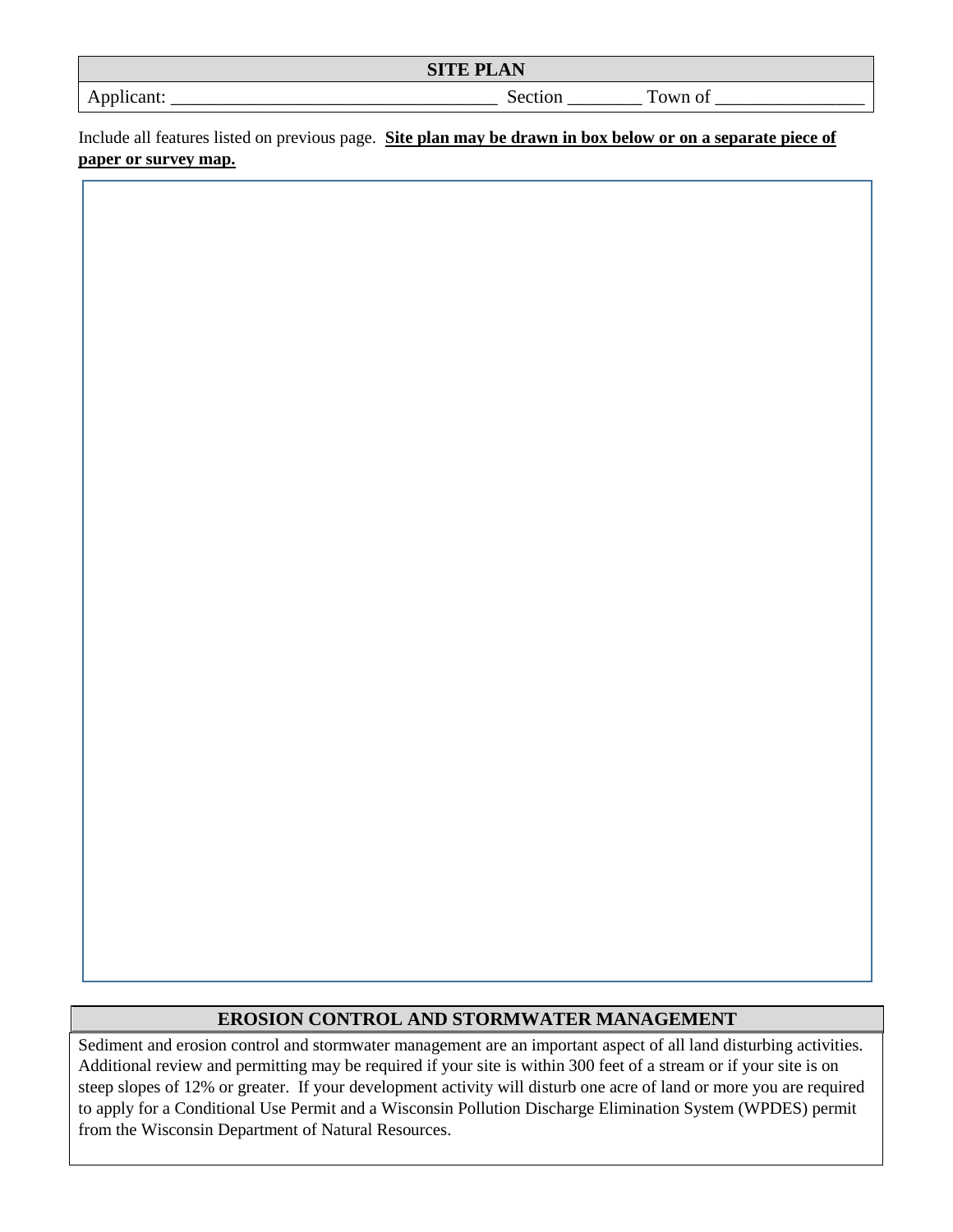## SITE PLAN

Applicant: ___________________________________ Section ________ Town of ________________

Include all features listed on previous page. **Site plan may be drawn in box below or on a separate piece of paper or survey map.**

## EROSION CONTROL AND STORMWATER MANAGEMENT

Sediment and erosion control and stormwater management are an important aspect of all land disturbing activities. Additional review and permitting may be required if your site is within 300 feet of a stream or if your site is on steep slopes of 12% or greater. If your development activity will disturb one acre of land or more you are required to apply for a Conditional Use Permit and a Wisconsin Pollution Discharge Elimination System (WPDES) permit from the Wisconsin Department of Natural Resources.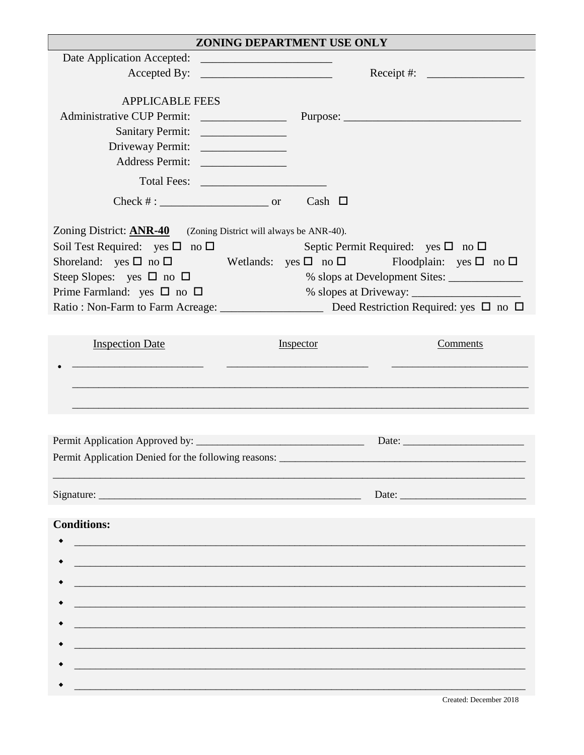## ZONING DEPARTMENT USE ONLY

Date Application Accepted: _______________________

Accepted By: _______________________ Receipt #: _________________

APPLICABLE FEES

Administrative CUP Permit: _______________ Purpose: _______________________________

Sanitary Permit: _______________

Driveway Permit: _______________

Address Permit: _______________

Total Fees: ______________________

Check # : ___________________ or Cash ☐

Zoning District: **ANR-40** (Zoning District will always be ANR-40).

Soil Test Required: yes ☐ no ☐ Septic Permit Required: yes ☐ no ☐

Shoreland: yes ☐ no ☐ Wetlands: yes ☐ no ☐ Floodplain: yes ☐ no ☐

Steep Slopes: yes ☐ no ☐ % slops at Development Sites: _____________

Prime Farmland: yes ☐ no ☐ % slopes at Driveway: ___________________

Ratio : Non-Farm to Farm Acreage: __________________ Deed Restriction Required: yes ☐ no ☐

| Inspection Date | Inspector | Comments |
|---|---|---|
| • ________________________ | __________________________ | _________________________ |

_____________________________________________________________________________________

_____________________________________________________________________________________

Permit Application Approved by: ________________________________ Date: _______________________

Permit Application Denied for the following reasons: ________________________________________________

_____________________________________________________________________________________

Signature: ____________________________________________________ Date: _______________________

**Conditions:**

- _____________________________________________________________________________________
- _____________________________________________________________________________________
- _____________________________________________________________________________________
- _____________________________________________________________________________________
- _____________________________________________________________________________________
- _____________________________________________________________________________________
- _____________________________________________________________________________________
- _____________________________________________________________________________________

Created: December 2018